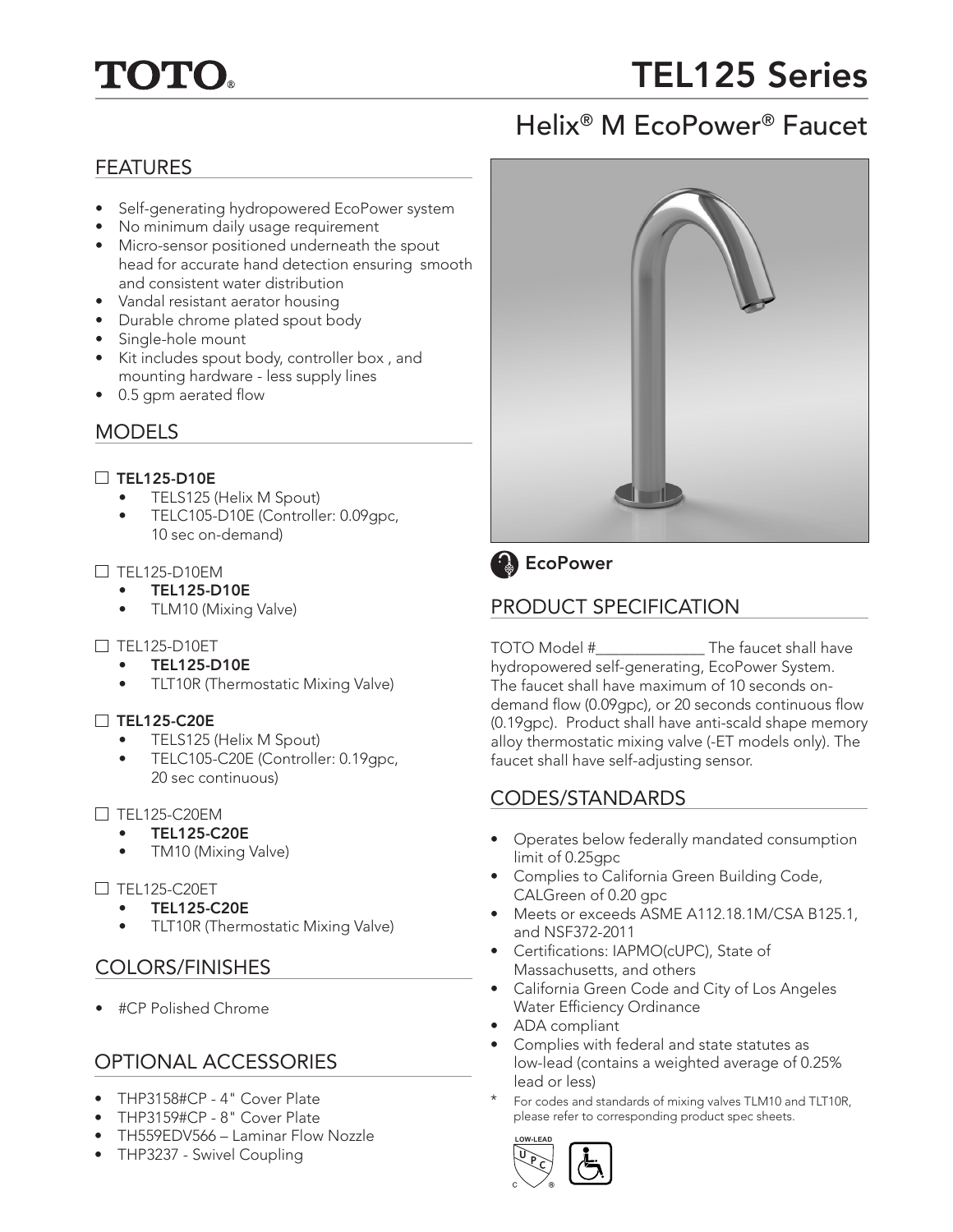# TOTO®

# TEL125 Series

## Helix® M EcoPower® Faucet

## FEATURES

- Self-generating hydropowered EcoPower system
- No minimum daily usage requirement
- Micro-sensor positioned underneath the spout head for accurate hand detection ensuring smooth and consistent water distribution
- Vandal resistant aerator housing
- Durable chrome plated spout body
- Single-hole mount
- Kit includes spout body, controller box , and mounting hardware - less supply lines
- 0.5 gpm aerated flow

## MODELS

☐ **TEL125-D10E**
- TELS125 (Helix M Spout)
- TELC105-D10E (Controller: 0.09gpc, 10 sec on-demand)

☐ TEL125-D10EM
- **TEL125-D10E**
- TLM10 (Mixing Valve)

☐ TEL125-D10ET
- **TEL125-D10E**
- TLT10R (Thermostatic Mixing Valve)

☐ **TEL125-C20E**
- TELS125 (Helix M Spout)
- TELC105-C20E (Controller: 0.19gpc, 20 sec continuous)

☐ TEL125-C20EM
- **TEL125-C20E**
- TM10 (Mixing Valve)

☐ TEL125-C20ET
- **TEL125-C20E**
- TLT10R (Thermostatic Mixing Valve)

## COLORS/FINISHES

- #CP Polished Chrome

## OPTIONAL ACCESSORIES

- THP3158#CP - 4" Cover Plate
- THP3159#CP - 8" Cover Plate
- TH559EDV566 – Laminar Flow Nozzle
- THP3237 - Swivel Coupling

**EcoPower**

## PRODUCT SPECIFICATION

TOTO Model #_____________ The faucet shall have hydropowered self-generating, EcoPower System. The faucet shall have maximum of 10 seconds on-demand flow (0.09gpc), or 20 seconds continuous flow (0.19gpc). Product shall have anti-scald shape memory alloy thermostatic mixing valve (-ET models only). The faucet shall have self-adjusting sensor.

## CODES/STANDARDS

- Operates below federally mandated consumption limit of 0.25gpc
- Complies to California Green Building Code, CALGreen of 0.20 gpc
- Meets or exceeds ASME A112.18.1M/CSA B125.1, and NSF372-2011
- Certifications: IAPMO(cUPC), State of Massachusetts, and others
- California Green Code and City of Los Angeles Water Efficiency Ordinance
- ADA compliant
- Complies with federal and state statutes as low-lead (contains a weighted average of 0.25% lead or less)

\* For codes and standards of mixing valves TLM10 and TLT10R, please refer to corresponding product spec sheets.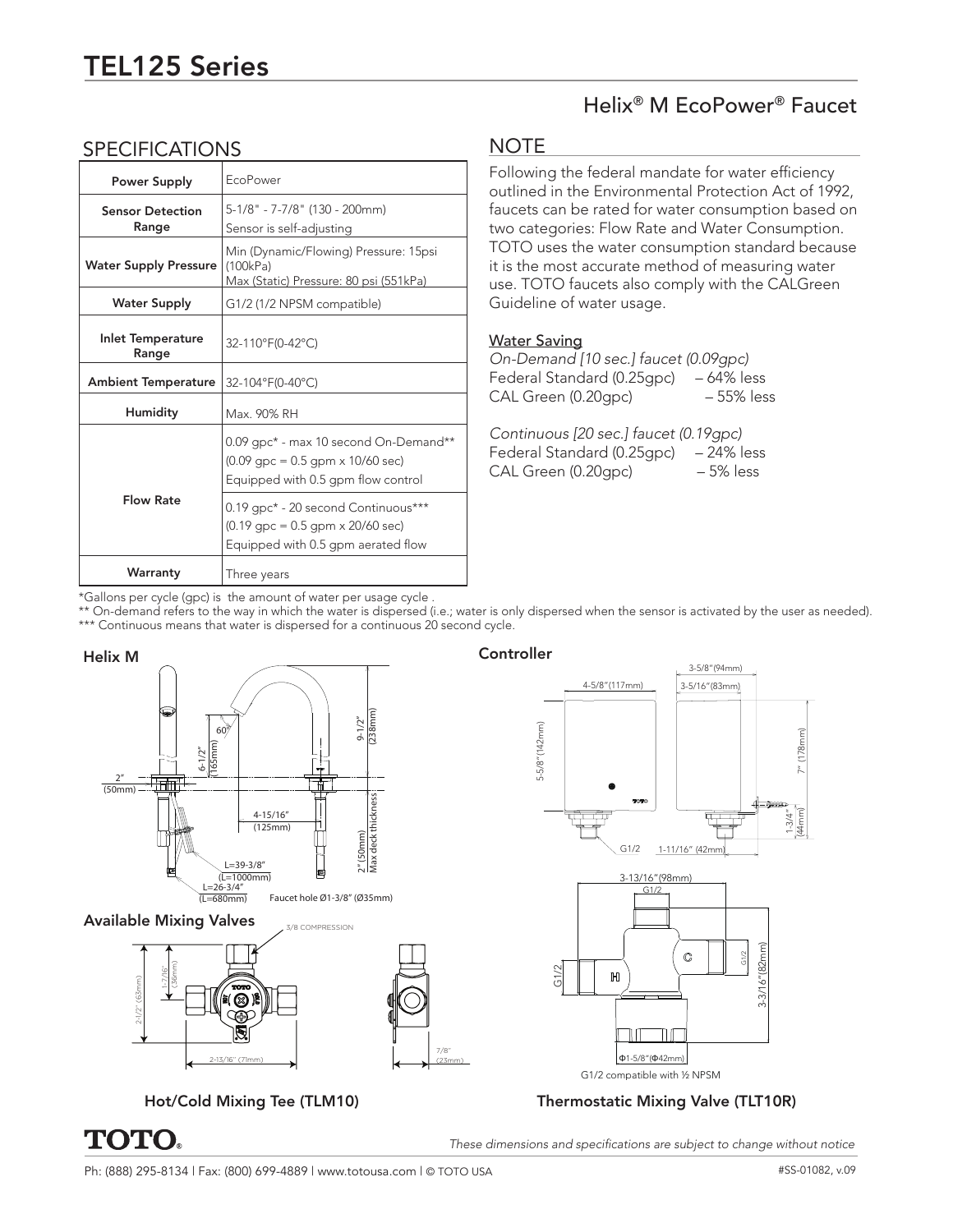# TEL125 Series

## Helix® M EcoPower® Faucet

## SPECIFICATIONS

| | |
|---|---|
| **Power Supply** | EcoPower |
| **Sensor Detection Range** | 5-1/8" - 7-7/8" (130 - 200mm)<br>Sensor is self-adjusting |
| **Water Supply Pressure** | Min (Dynamic/Flowing) Pressure: 15psi (100kPa)<br>Max (Static) Pressure: 80 psi (551kPa) |
| **Water Supply** | G1/2 (1/2 NPSM compatible) |
| **Inlet Temperature Range** | 32-110°F(0-42°C) |
| **Ambient Temperature** | 32-104°F(0-40°C) |
| **Humidity** | Max. 90% RH |
| **Flow Rate** | 0.09 gpc* - max 10 second On-Demand**<br>(0.09 gpc = 0.5 gpm x 10/60 sec)<br>Equipped with 0.5 gpm flow control |
| | 0.19 gpc* - 20 second Continuous***<br>(0.19 gpc = 0.5 gpm x 20/60 sec)<br>Equipped with 0.5 gpm aerated flow |
| **Warranty** | Three years |

*Gallons per cycle (gpc) is the amount of water per usage cycle .
** On-demand refers to the way in which the water is dispersed (i.e.; water is only dispersed when the sensor is activated by the user as needed).
*** Continuous means that water is dispersed for a continuous 20 second cycle.

## NOTE

Following the federal mandate for water efficiency outlined in the Environmental Protection Act of 1992, faucets can be rated for water consumption based on two categories: Flow Rate and Water Consumption. TOTO uses the water consumption standard because it is the most accurate method of measuring water use. TOTO faucets also comply with the CALGreen Guideline of water usage.

**Water Saving**

*On-Demand [10 sec.] faucet (0.09gpc)*
Federal Standard (0.25gpc) – 64% less
CAL Green (0.20gpc) – 55% less

*Continuous [20 sec.] faucet (0.19gpc)*
Federal Standard (0.25gpc) – 24% less
CAL Green (0.20gpc) – 5% less

**Helix M**

60°
6-1/2" (165mm)
9-1/2" (238mm)
2" (50mm)
4-15/16" (125mm)
2" (50mm) Max deck thickness
L=39-3/8" (L=1000mm)
L=26-3/4" (L=680mm)
Faucet hole Ø1-3/8" (Ø35mm)

**Controller**

3-5/8"(94mm)
4-5/8"(117mm)
3-5/16"(83mm)
5-5/8"(142mm)
7" (178mm)
1-3/4" (44mm)
G1/2
1-11/16" (42mm)

**Available Mixing Valves**

3/8 COMPRESSION
2-1/2" (63mm)
1-7/16" (36mm)
2-13/16" (71mm)
7/8" (23mm)

3-13/16"(98mm)
G1/2
G1/2
G1/2
3-3/16"(82mm)
Φ1-5/8"(Φ42mm)
G1/2 compatible with ½ NPSM

**Hot/Cold Mixing Tee (TLM10)**

**Thermostatic Mixing Valve (TLT10R)**

*These dimensions and specifications are subject to change without notice*

Ph: (888) 295-8134 | Fax: (800) 699-4889 | www.totousa.com | © TOTO USA

#SS-01082, v.09